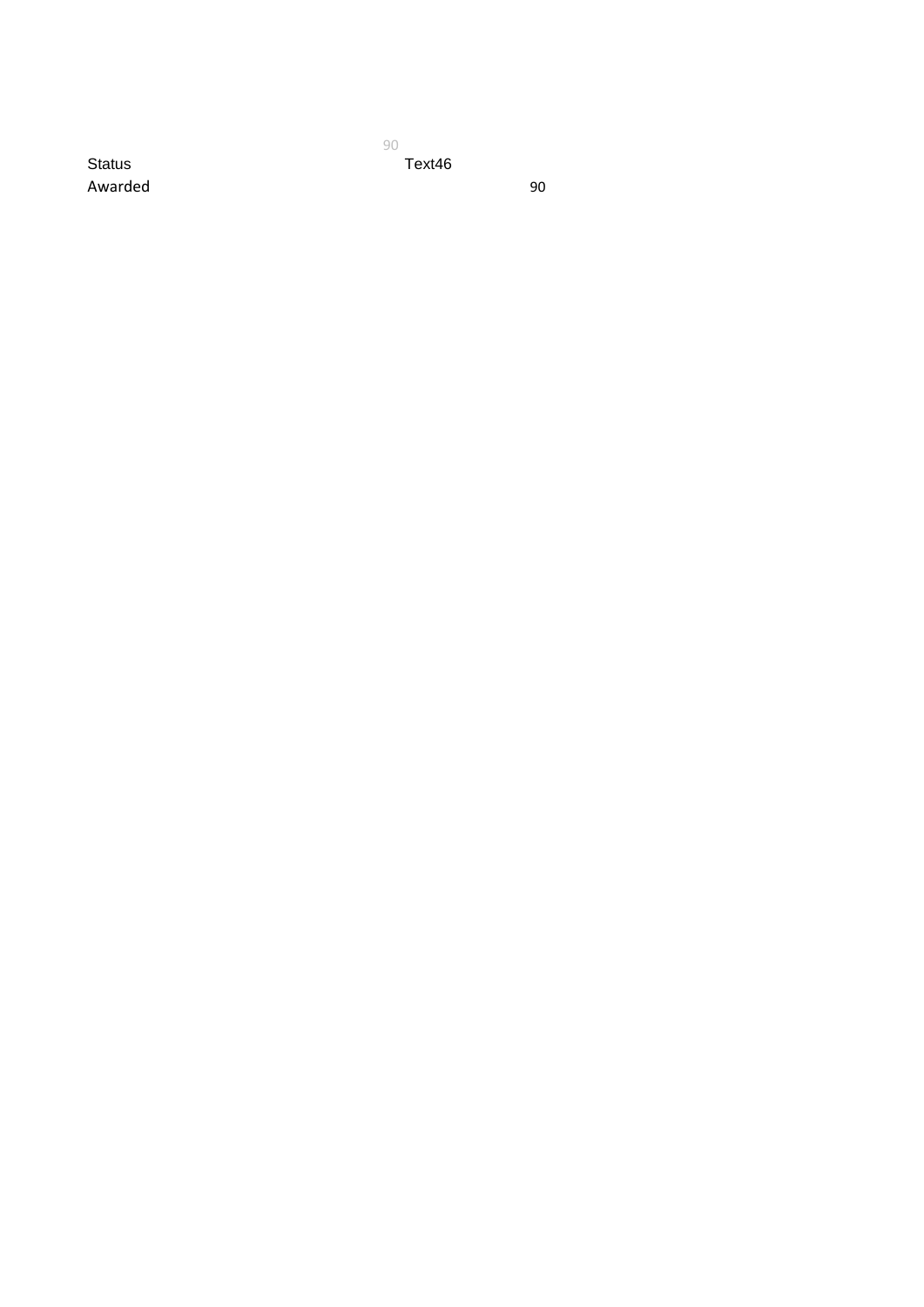90

| Status | Text46 |
| --- | --- |
| Awarded | 90 |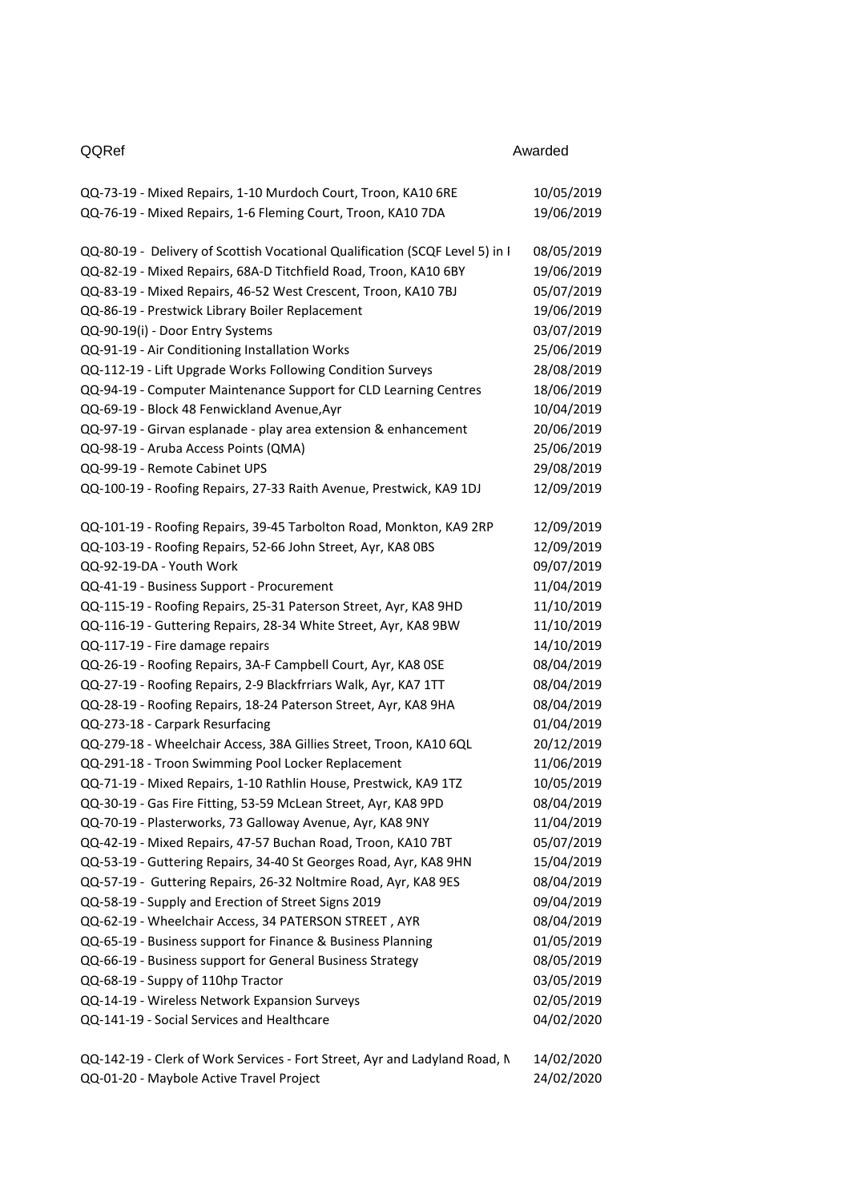| QQRef | Awarded |
| --- | --- |
| QQ-73-19 - Mixed Repairs, 1-10 Murdoch Court, Troon, KA10 6RE | 10/05/2019 |
| QQ-76-19 - Mixed Repairs, 1-6 Fleming Court, Troon, KA10 7DA | 19/06/2019 |
| QQ-80-19 -  Delivery of Scottish Vocational Qualification (SCQF Level 5) in I | 08/05/2019 |
| QQ-82-19 - Mixed Repairs, 68A-D Titchfield Road, Troon, KA10 6BY | 19/06/2019 |
| QQ-83-19 - Mixed Repairs, 46-52 West Crescent, Troon, KA10 7BJ | 05/07/2019 |
| QQ-86-19 - Prestwick Library Boiler Replacement | 19/06/2019 |
| QQ-90-19(i) - Door Entry Systems | 03/07/2019 |
| QQ-91-19 - Air Conditioning Installation Works | 25/06/2019 |
| QQ-112-19 - Lift Upgrade Works Following Condition Surveys | 28/08/2019 |
| QQ-94-19 - Computer Maintenance Support for CLD Learning Centres | 18/06/2019 |
| QQ-69-19 - Block 48 Fenwickland Avenue,Ayr | 10/04/2019 |
| QQ-97-19 - Girvan esplanade - play area extension & enhancement | 20/06/2019 |
| QQ-98-19 - Aruba Access Points (QMA) | 25/06/2019 |
| QQ-99-19 - Remote Cabinet UPS | 29/08/2019 |
| QQ-100-19 - Roofing Repairs, 27-33 Raith Avenue, Prestwick, KA9 1DJ | 12/09/2019 |
| QQ-101-19 - Roofing Repairs, 39-45 Tarbolton Road, Monkton, KA9 2RP | 12/09/2019 |
| QQ-103-19 - Roofing Repairs, 52-66 John Street, Ayr, KA8 0BS | 12/09/2019 |
| QQ-92-19-DA - Youth Work | 09/07/2019 |
| QQ-41-19 - Business Support - Procurement | 11/04/2019 |
| QQ-115-19 - Roofing Repairs, 25-31 Paterson Street, Ayr, KA8 9HD | 11/10/2019 |
| QQ-116-19 - Guttering Repairs, 28-34 White Street, Ayr, KA8 9BW | 11/10/2019 |
| QQ-117-19 - Fire damage repairs | 14/10/2019 |
| QQ-26-19 - Roofing Repairs, 3A-F Campbell Court, Ayr, KA8 0SE | 08/04/2019 |
| QQ-27-19 - Roofing Repairs, 2-9 Blackfrriars Walk, Ayr, KA7 1TT | 08/04/2019 |
| QQ-28-19 - Roofing Repairs, 18-24 Paterson Street, Ayr, KA8 9HA | 08/04/2019 |
| QQ-273-18 - Carpark Resurfacing | 01/04/2019 |
| QQ-279-18 - Wheelchair Access, 38A Gillies Street, Troon, KA10 6QL | 20/12/2019 |
| QQ-291-18 - Troon Swimming Pool Locker Replacement | 11/06/2019 |
| QQ-71-19 - Mixed Repairs, 1-10 Rathlin House, Prestwick, KA9 1TZ | 10/05/2019 |
| QQ-30-19 - Gas Fire Fitting, 53-59 McLean Street, Ayr, KA8 9PD | 08/04/2019 |
| QQ-70-19 - Plasterworks, 73 Galloway Avenue, Ayr, KA8 9NY | 11/04/2019 |
| QQ-42-19 - Mixed Repairs, 47-57 Buchan Road, Troon, KA10 7BT | 05/07/2019 |
| QQ-53-19 - Guttering Repairs, 34-40 St Georges Road, Ayr, KA8 9HN | 15/04/2019 |
| QQ-57-19 -  Guttering Repairs, 26-32 Noltmire Road, Ayr, KA8 9ES | 08/04/2019 |
| QQ-58-19 - Supply and Erection of Street Signs 2019 | 09/04/2019 |
| QQ-62-19 - Wheelchair Access, 34 PATERSON STREET , AYR | 08/04/2019 |
| QQ-65-19 - Business support for Finance & Business Planning | 01/05/2019 |
| QQ-66-19 - Business support for General Business Strategy | 08/05/2019 |
| QQ-68-19 - Suppy of 110hp Tractor | 03/05/2019 |
| QQ-14-19 - Wireless Network Expansion Surveys | 02/05/2019 |
| QQ-141-19 - Social Services and Healthcare | 04/02/2020 |
| QQ-142-19 - Clerk of Work Services - Fort Street, Ayr and Ladyland Road, N | 14/02/2020 |
| QQ-01-20 - Maybole Active Travel Project | 24/02/2020 |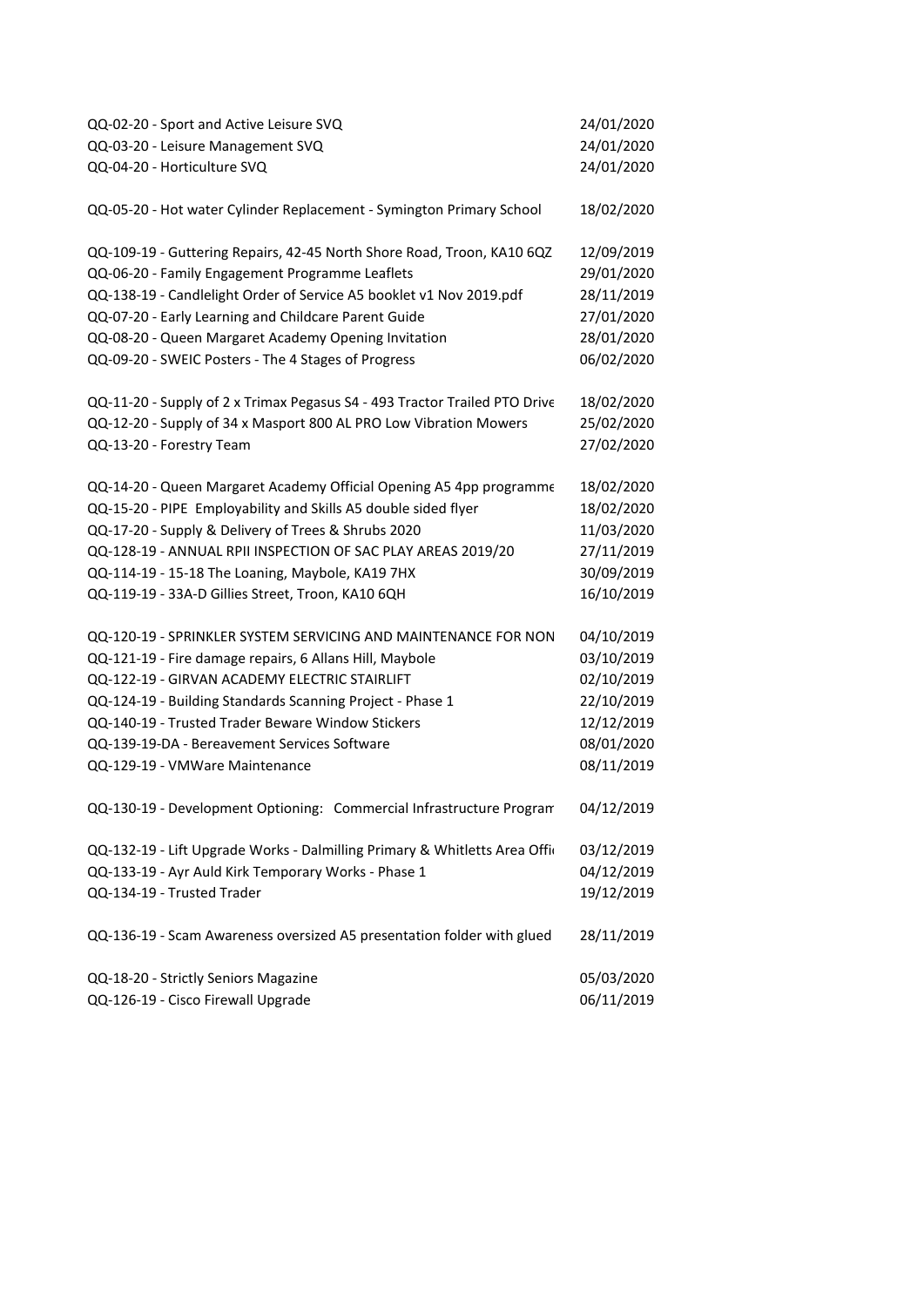| | |
|---|---|
| QQ-02-20 - Sport and Active Leisure SVQ | 24/01/2020 |
| QQ-03-20 - Leisure Management SVQ | 24/01/2020 |
| QQ-04-20 - Horticulture SVQ | 24/01/2020 |
| QQ-05-20 - Hot water Cylinder Replacement - Symington Primary School | 18/02/2020 |
| QQ-109-19 - Guttering Repairs, 42-45 North Shore Road, Troon, KA10 6QZ | 12/09/2019 |
| QQ-06-20 - Family Engagement Programme Leaflets | 29/01/2020 |
| QQ-138-19 - Candlelight Order of Service A5 booklet v1 Nov 2019.pdf | 28/11/2019 |
| QQ-07-20 - Early Learning and Childcare Parent Guide | 27/01/2020 |
| QQ-08-20 - Queen Margaret Academy Opening Invitation | 28/01/2020 |
| QQ-09-20 - SWEIC Posters - The 4 Stages of Progress | 06/02/2020 |
| QQ-11-20 - Supply of 2 x Trimax Pegasus S4 - 493 Tractor Trailed PTO Drive | 18/02/2020 |
| QQ-12-20 - Supply of 34 x Masport 800 AL PRO Low Vibration Mowers | 25/02/2020 |
| QQ-13-20 - Forestry Team | 27/02/2020 |
| QQ-14-20 - Queen Margaret Academy Official Opening A5 4pp programme | 18/02/2020 |
| QQ-15-20 - PIPE Employability and Skills A5 double sided flyer | 18/02/2020 |
| QQ-17-20 - Supply & Delivery of Trees & Shrubs 2020 | 11/03/2020 |
| QQ-128-19 - ANNUAL RPII INSPECTION OF SAC PLAY AREAS 2019/20 | 27/11/2019 |
| QQ-114-19 - 15-18 The Loaning, Maybole, KA19 7HX | 30/09/2019 |
| QQ-119-19 - 33A-D Gillies Street, Troon, KA10 6QH | 16/10/2019 |
| QQ-120-19 - SPRINKLER SYSTEM SERVICING AND MAINTENANCE FOR NON | 04/10/2019 |
| QQ-121-19 - Fire damage repairs, 6 Allans Hill, Maybole | 03/10/2019 |
| QQ-122-19 - GIRVAN ACADEMY ELECTRIC STAIRLIFT | 02/10/2019 |
| QQ-124-19 - Building Standards Scanning Project - Phase 1 | 22/10/2019 |
| QQ-140-19 - Trusted Trader Beware Window Stickers | 12/12/2019 |
| QQ-139-19-DA - Bereavement Services Software | 08/01/2020 |
| QQ-129-19 - VMWare Maintenance | 08/11/2019 |
| QQ-130-19 - Development Optioning: Commercial Infrastructure Program | 04/12/2019 |
| QQ-132-19 - Lift Upgrade Works - Dalmilling Primary & Whitletts Area Offi | 03/12/2019 |
| QQ-133-19 - Ayr Auld Kirk Temporary Works - Phase 1 | 04/12/2019 |
| QQ-134-19 - Trusted Trader | 19/12/2019 |
| QQ-136-19 - Scam Awareness oversized A5 presentation folder with glued | 28/11/2019 |
| QQ-18-20 - Strictly Seniors Magazine | 05/03/2020 |
| QQ-126-19 - Cisco Firewall Upgrade | 06/11/2019 |